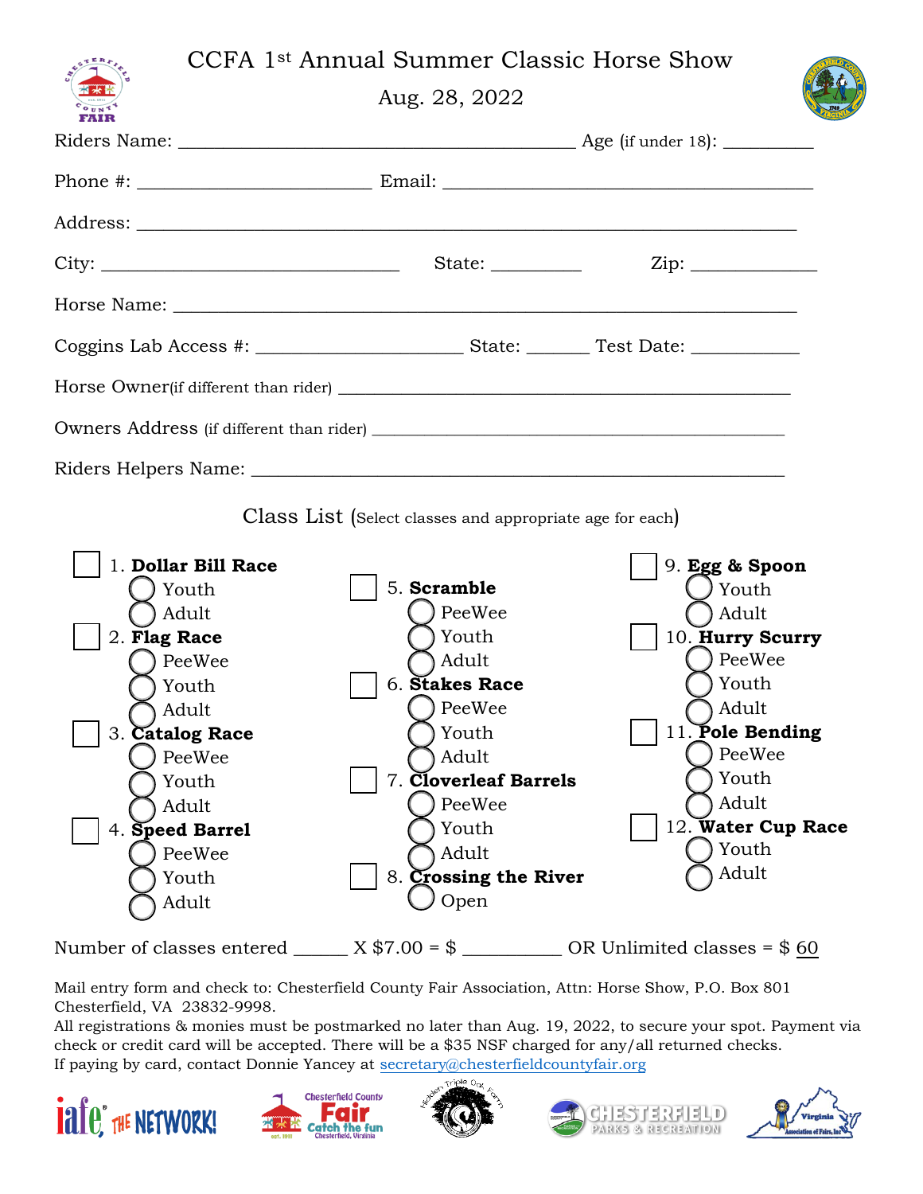# CCFA 1st Annual Summer Classic Horse Show

Aug. 28, 2022

Riders Name: ____________________ Age (if under 18): ________

Phone #: ____________________ Email: ____________________

Address: ________________________________________

City: ____________________ State: ________ Zip: ____________

Horse Name: ________________________________________

Coggins Lab Access #: ________________ State: ______ Test Date: __________

Horse Owner(if different than rider) ________________________________

Owners Address (if different than rider) ________________________________

Riders Helpers Name: ________________________________

## Class List (Select classes and appropriate age for each)

- ☐ 1. **Dollar Bill Race**
  - ○ Youth
  - ○ Adult
- ☐ 2. **Flag Race**
  - ○ PeeWee
  - ○ Youth
  - ○ Adult
- ☐ 3. **Catalog Race**
  - ○ PeeWee
  - ○ Youth
  - ○ Adult
- ☐ 4. **Speed Barrel**
  - ○ PeeWee
  - ○ Youth
  - ○ Adult
- ☐ 5. **Scramble**
  - ○ PeeWee
  - ○ Youth
  - ○ Adult
- ☐ 6. **Stakes Race**
  - ○ PeeWee
  - ○ Youth
  - ○ Adult
- ☐ 7. **Cloverleaf Barrels**
  - ○ PeeWee
  - ○ Youth
  - ○ Adult
- ☐ 8. **Crossing the River**
  - ○ Open
- ☐ 9. **Egg & Spoon**
  - ○ Youth
  - ○ Adult
- ☐ 10. **Hurry Scurry**
  - ○ PeeWee
  - ○ Youth
  - ○ Adult
- ☐ 11. **Pole Bending**
  - ○ PeeWee
  - ○ Youth
  - ○ Adult
- ☐ 12. **Water Cup Race**
  - ○ Youth
  - ○ Adult

Number of classes entered _____ X $7.00 = $ _________ OR Unlimited classes = $ 60

Mail entry form and check to: Chesterfield County Fair Association, Attn: Horse Show, P.O. Box 801 Chesterfield, VA 23832-9998.
All registrations & monies must be postmarked no later than Aug. 19, 2022, to secure your spot. Payment via check or credit card will be accepted. There will be a $35 NSF charged for any/all returned checks.
If paying by card, contact Donnie Yancey at secretary@chesterfieldcountyfair.org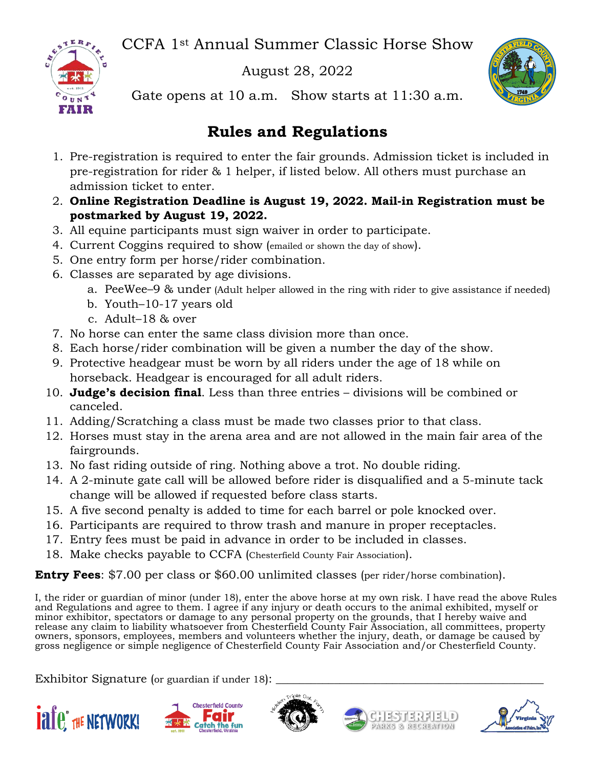CCFA 1st Annual Summer Classic Horse Show

August 28, 2022

Gate opens at 10 a.m. Show starts at 11:30 a.m.

## Rules and Regulations

1. Pre-registration is required to enter the fair grounds. Admission ticket is included in pre-registration for rider & 1 helper, if listed below. All others must purchase an admission ticket to enter.
2. **Online Registration Deadline is August 19, 2022. Mail-in Registration must be postmarked by August 19, 2022.**
3. All equine participants must sign waiver in order to participate.
4. Current Coggins required to show (emailed or shown the day of show).
5. One entry form per horse/rider combination.
6. Classes are separated by age divisions.
   a. PeeWee–9 & under (Adult helper allowed in the ring with rider to give assistance if needed)
   b. Youth–10-17 years old
   c. Adult–18 & over
7. No horse can enter the same class division more than once.
8. Each horse/rider combination will be given a number the day of the show.
9. Protective headgear must be worn by all riders under the age of 18 while on horseback. Headgear is encouraged for all adult riders.
10. **Judge's decision final**. Less than three entries – divisions will be combined or canceled.
11. Adding/Scratching a class must be made two classes prior to that class.
12. Horses must stay in the arena area and are not allowed in the main fair area of the fairgrounds.
13. No fast riding outside of ring. Nothing above a trot. No double riding.
14. A 2-minute gate call will be allowed before rider is disqualified and a 5-minute tack change will be allowed if requested before class starts.
15. A five second penalty is added to time for each barrel or pole knocked over.
16. Participants are required to throw trash and manure in proper receptacles.
17. Entry fees must be paid in advance in order to be included in classes.
18. Make checks payable to CCFA (Chesterfield County Fair Association).

**Entry Fees**: $7.00 per class or $60.00 unlimited classes (per rider/horse combination).

I, the rider or guardian of minor (under 18), enter the above horse at my own risk. I have read the above Rules and Regulations and agree to them. I agree if any injury or death occurs to the animal exhibited, myself or minor exhibitor, spectators or damage to any personal property on the grounds, that I hereby waive and release any claim to liability whatsoever from Chesterfield County Fair Association, all committees, property owners, sponsors, employees, members and volunteers whether the injury, death, or damage be caused by gross negligence or simple negligence of Chesterfield County Fair Association and/or Chesterfield County.

Exhibitor Signature (or guardian if under 18): ____________________________________________